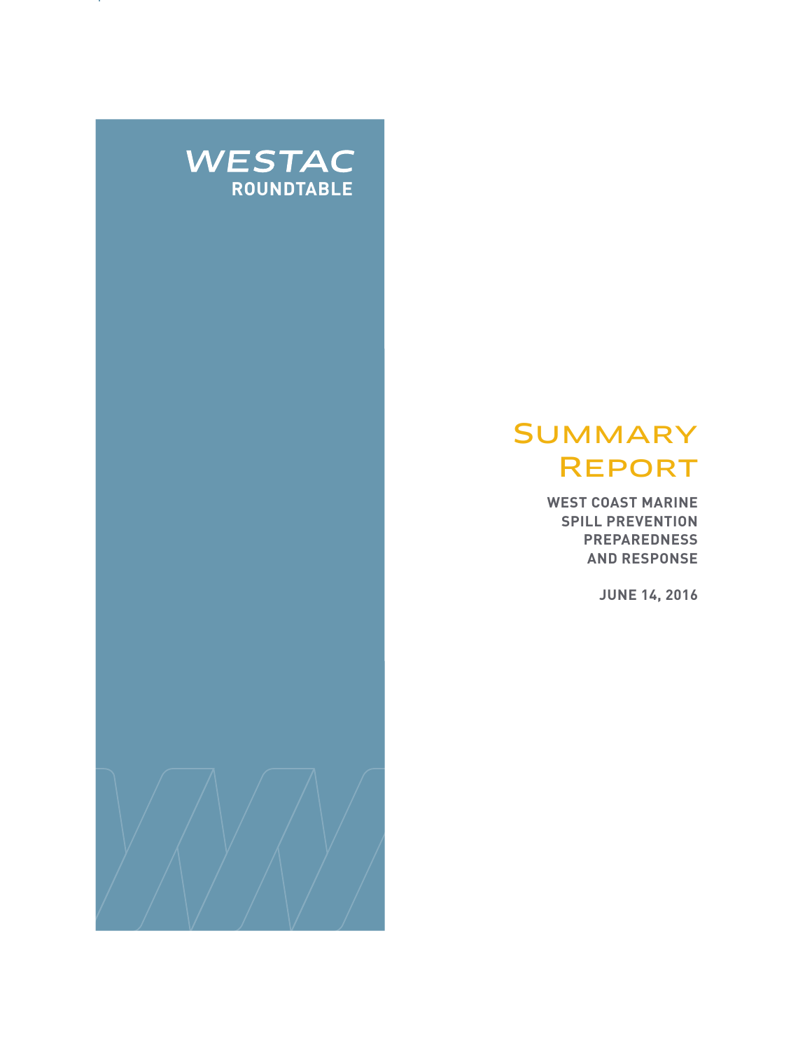WESTAC
**ROUNDTABLE**

# Summary Report

## West Coast Marine Spill Prevention Preparedness and Response

**June 14, 2016**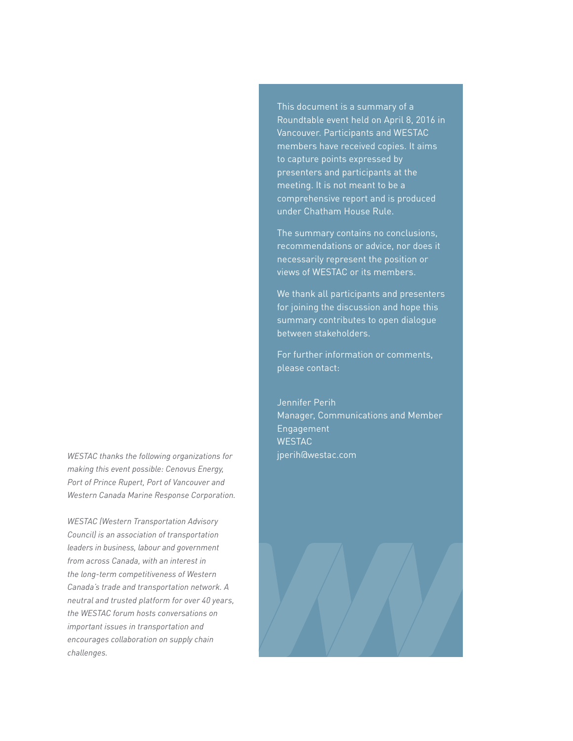This document is a summary of a Roundtable event held on April 8, 2016 in Vancouver. Participants and WESTAC members have received copies. It aims to capture points expressed by presenters and participants at the meeting. It is not meant to be a comprehensive report and is produced under Chatham House Rule.

The summary contains no conclusions, recommendations or advice, nor does it necessarily represent the position or views of WESTAC or its members.

We thank all participants and presenters for joining the discussion and hope this summary contributes to open dialogue between stakeholders.

For further information or comments, please contact:

Jennifer Perih
Manager, Communications and Member Engagement
WESTAC
jperih@westac.com

*WESTAC thanks the following organizations for making this event possible: Cenovus Energy, Port of Prince Rupert, Port of Vancouver and Western Canada Marine Response Corporation.*

*WESTAC (Western Transportation Advisory Council) is an association of transportation leaders in business, labour and government from across Canada, with an interest in the long-term competitiveness of Western Canada's trade and transportation network. A neutral and trusted platform for over 40 years, the WESTAC forum hosts conversations on important issues in transportation and encourages collaboration on supply chain challenges.*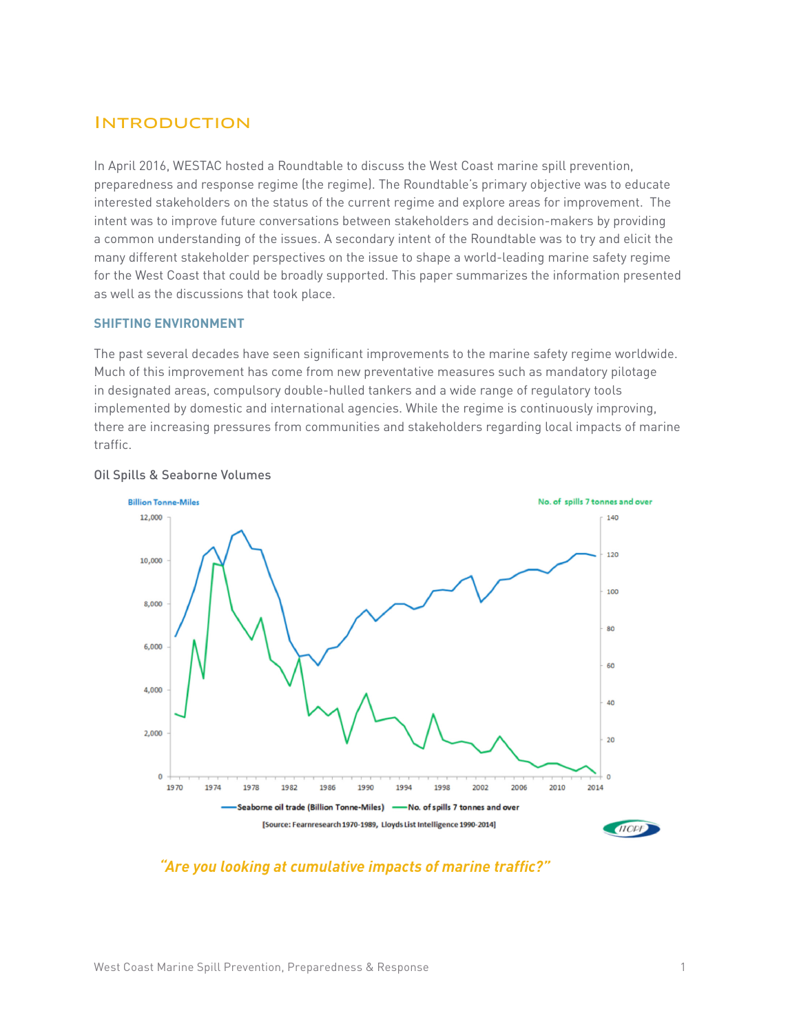# Introduction

In April 2016, WESTAC hosted a Roundtable to discuss the West Coast marine spill prevention, preparedness and response regime (the regime). The Roundtable's primary objective was to educate interested stakeholders on the status of the current regime and explore areas for improvement. The intent was to improve future conversations between stakeholders and decision-makers by providing a common understanding of the issues. A secondary intent of the Roundtable was to try and elicit the many different stakeholder perspectives on the issue to shape a world-leading marine safety regime for the West Coast that could be broadly supported. This paper summarizes the information presented as well as the discussions that took place.

## SHIFTING ENVIRONMENT

The past several decades have seen significant improvements to the marine safety regime worldwide. Much of this improvement has come from new preventative measures such as mandatory pilotage in designated areas, compulsory double-hulled tankers and a wide range of regulatory tools implemented by domestic and international agencies. While the regime is continuously improving, there are increasing pressures from communities and stakeholders regarding local impacts of marine traffic.

Oil Spills & Seaborne Volumes

Billion Tonne-Miles | No. of spills 7 tonnes and over

Seaborne oil trade (Billion Tonne-Miles) — No. of spills 7 tonnes and over

[Source: Fearnresearch 1970-1989, Lloyds List Intelligence 1990-2014]

*"Are you looking at cumulative impacts of marine traffic?"*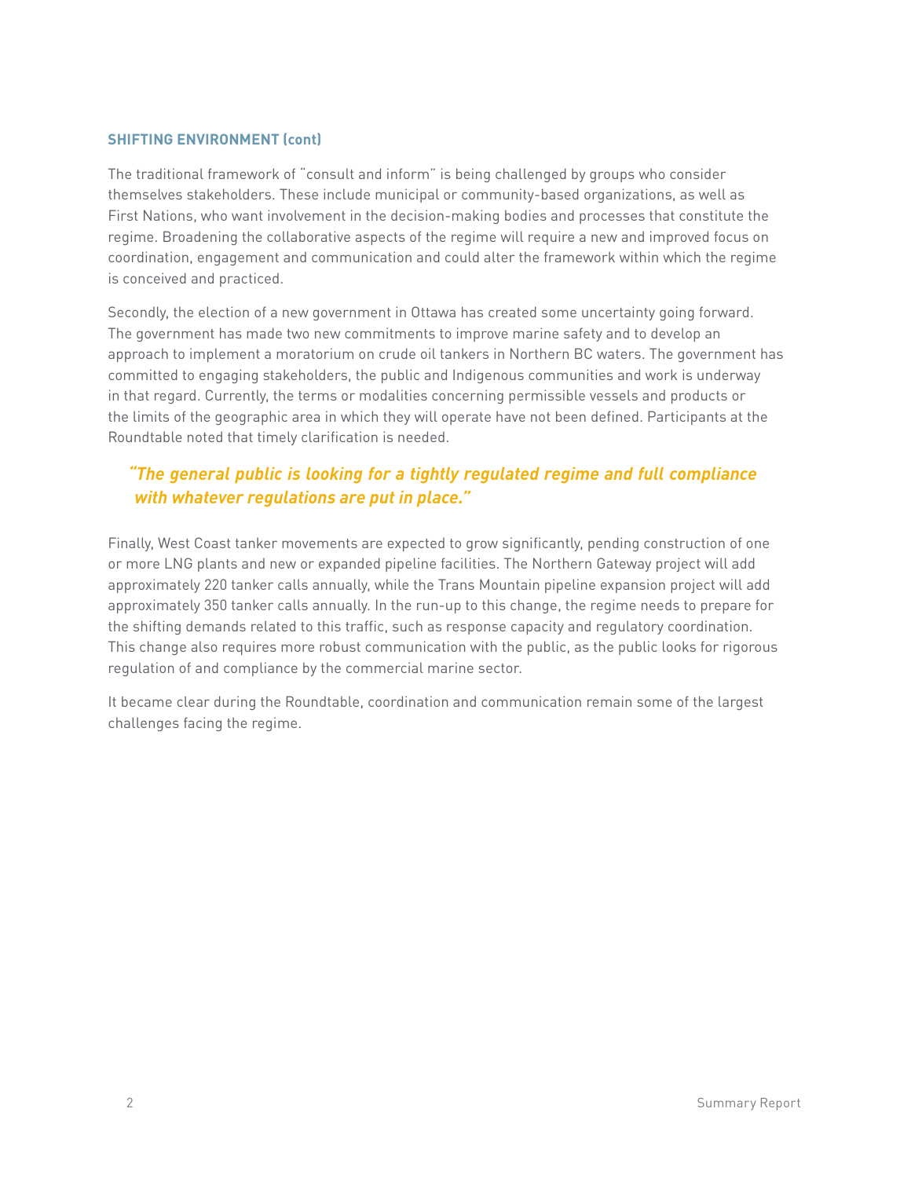### SHIFTING ENVIRONMENT (cont)

The traditional framework of "consult and inform" is being challenged by groups who consider themselves stakeholders. These include municipal or community-based organizations, as well as First Nations, who want involvement in the decision-making bodies and processes that constitute the regime. Broadening the collaborative aspects of the regime will require a new and improved focus on coordination, engagement and communication and could alter the framework within which the regime is conceived and practiced.

Secondly, the election of a new government in Ottawa has created some uncertainty going forward. The government has made two new commitments to improve marine safety and to develop an approach to implement a moratorium on crude oil tankers in Northern BC waters. The government has committed to engaging stakeholders, the public and Indigenous communities and work is underway in that regard. Currently, the terms or modalities concerning permissible vessels and products or the limits of the geographic area in which they will operate have not been defined. Participants at the Roundtable noted that timely clarification is needed.

> ***"The general public is looking for a tightly regulated regime and full compliance with whatever regulations are put in place."***

Finally, West Coast tanker movements are expected to grow significantly, pending construction of one or more LNG plants and new or expanded pipeline facilities. The Northern Gateway project will add approximately 220 tanker calls annually, while the Trans Mountain pipeline expansion project will add approximately 350 tanker calls annually. In the run-up to this change, the regime needs to prepare for the shifting demands related to this traffic, such as response capacity and regulatory coordination. This change also requires more robust communication with the public, as the public looks for rigorous regulation of and compliance by the commercial marine sector.

It became clear during the Roundtable, coordination and communication remain some of the largest challenges facing the regime.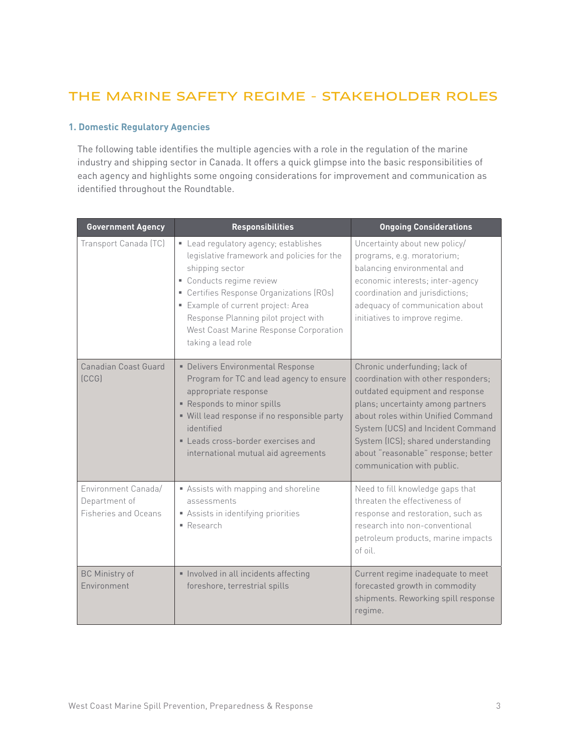# THE MARINE SAFETY REGIME - STAKEHOLDER ROLES

### 1. Domestic Regulatory Agencies

The following table identifies the multiple agencies with a role in the regulation of the marine industry and shipping sector in Canada. It offers a quick glimpse into the basic responsibilities of each agency and highlights some ongoing considerations for improvement and communication as identified throughout the Roundtable.

| Government Agency | Responsibilities | Ongoing Considerations |
| --- | --- | --- |
| Transport Canada (TC) | ▪ Lead regulatory agency; establishes legislative framework and policies for the shipping sector<br>▪ Conducts regime review<br>▪ Certifies Response Organizations (ROs)<br>▪ Example of current project: Area Response Planning pilot project with West Coast Marine Response Corporation taking a lead role | Uncertainty about new policy/ programs, e.g. moratorium; balancing environmental and economic interests; inter-agency coordination and jurisdictions; adequacy of communication about initiatives to improve regime. |
| Canadian Coast Guard (CCG) | ▪ Delivers Environmental Response Program for TC and lead agency to ensure appropriate response<br>▪ Responds to minor spills<br>▪ Will lead response if no responsible party identified<br>▪ Leads cross-border exercises and international mutual aid agreements | Chronic underfunding; lack of coordination with other responders; outdated equipment and response plans; uncertainty among partners about roles within Unified Command System (UCS) and Incident Command System (ICS); shared understanding about "reasonable" response; better communication with public. |
| Environment Canada/ Department of Fisheries and Oceans | ▪ Assists with mapping and shoreline assessments<br>▪ Assists in identifying priorities<br>▪ Research | Need to fill knowledge gaps that threaten the effectiveness of response and restoration, such as research into non-conventional petroleum products, marine impacts of oil. |
| BC Ministry of Environment | ▪ Involved in all incidents affecting foreshore, terrestrial spills | Current regime inadequate to meet forecasted growth in commodity shipments. Reworking spill response regime. |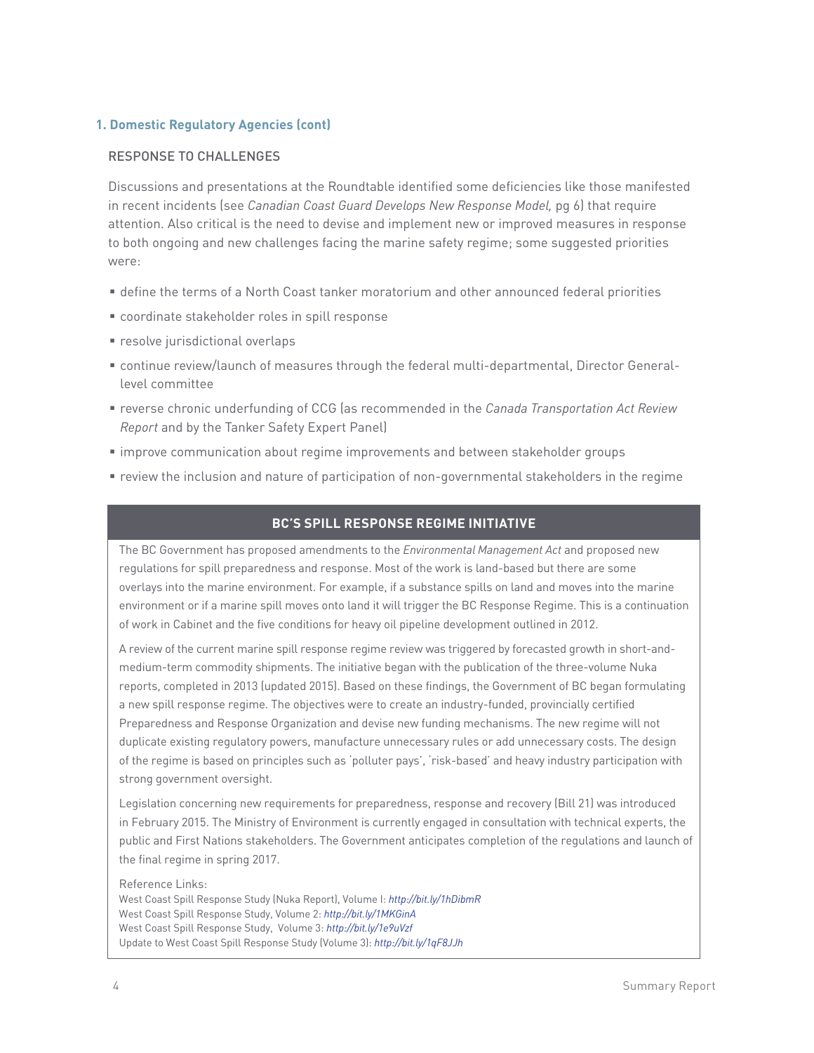### 1. Domestic Regulatory Agencies (cont)

#### RESPONSE TO CHALLENGES

Discussions and presentations at the Roundtable identified some deficiencies like those manifested in recent incidents (see *Canadian Coast Guard Develops New Response Model,* pg 6) that require attention. Also critical is the need to devise and implement new or improved measures in response to both ongoing and new challenges facing the marine safety regime; some suggested priorities were:

- define the terms of a North Coast tanker moratorium and other announced federal priorities
- coordinate stakeholder roles in spill response
- resolve jurisdictional overlaps
- continue review/launch of measures through the federal multi-departmental, Director General-level committee
- reverse chronic underfunding of CCG (as recommended in the *Canada Transportation Act Review Report* and by the Tanker Safety Expert Panel)
- improve communication about regime improvements and between stakeholder groups
- review the inclusion and nature of participation of non-governmental stakeholders in the regime

#### BC'S SPILL RESPONSE REGIME INITIATIVE

The BC Government has proposed amendments to the *Environmental Management Act* and proposed new regulations for spill preparedness and response. Most of the work is land-based but there are some overlays into the marine environment. For example, if a substance spills on land and moves into the marine environment or if a marine spill moves onto land it will trigger the BC Response Regime. This is a continuation of work in Cabinet and the five conditions for heavy oil pipeline development outlined in 2012.

A review of the current marine spill response regime review was triggered by forecasted growth in short-and-medium-term commodity shipments. The initiative began with the publication of the three-volume Nuka reports, completed in 2013 (updated 2015). Based on these findings, the Government of BC began formulating a new spill response regime. The objectives were to create an industry-funded, provincially certified Preparedness and Response Organization and devise new funding mechanisms. The new regime will not duplicate existing regulatory powers, manufacture unnecessary rules or add unnecessary costs. The design of the regime is based on principles such as 'polluter pays', 'risk-based' and heavy industry participation with strong government oversight.

Legislation concerning new requirements for preparedness, response and recovery (Bill 21) was introduced in February 2015. The Ministry of Environment is currently engaged in consultation with technical experts, the public and First Nations stakeholders. The Government anticipates completion of the regulations and launch of the final regime in spring 2017.

Reference Links:
West Coast Spill Response Study (Nuka Report), Volume I: *http://bit.ly/1hDibmR*
West Coast Spill Response Study, Volume 2: *http://bit.ly/1MKGinA*
West Coast Spill Response Study, Volume 3: *http://bit.ly/1e9uVzf*
Update to West Coast Spill Response Study (Volume 3): *http://bit.ly/1qF8JJh*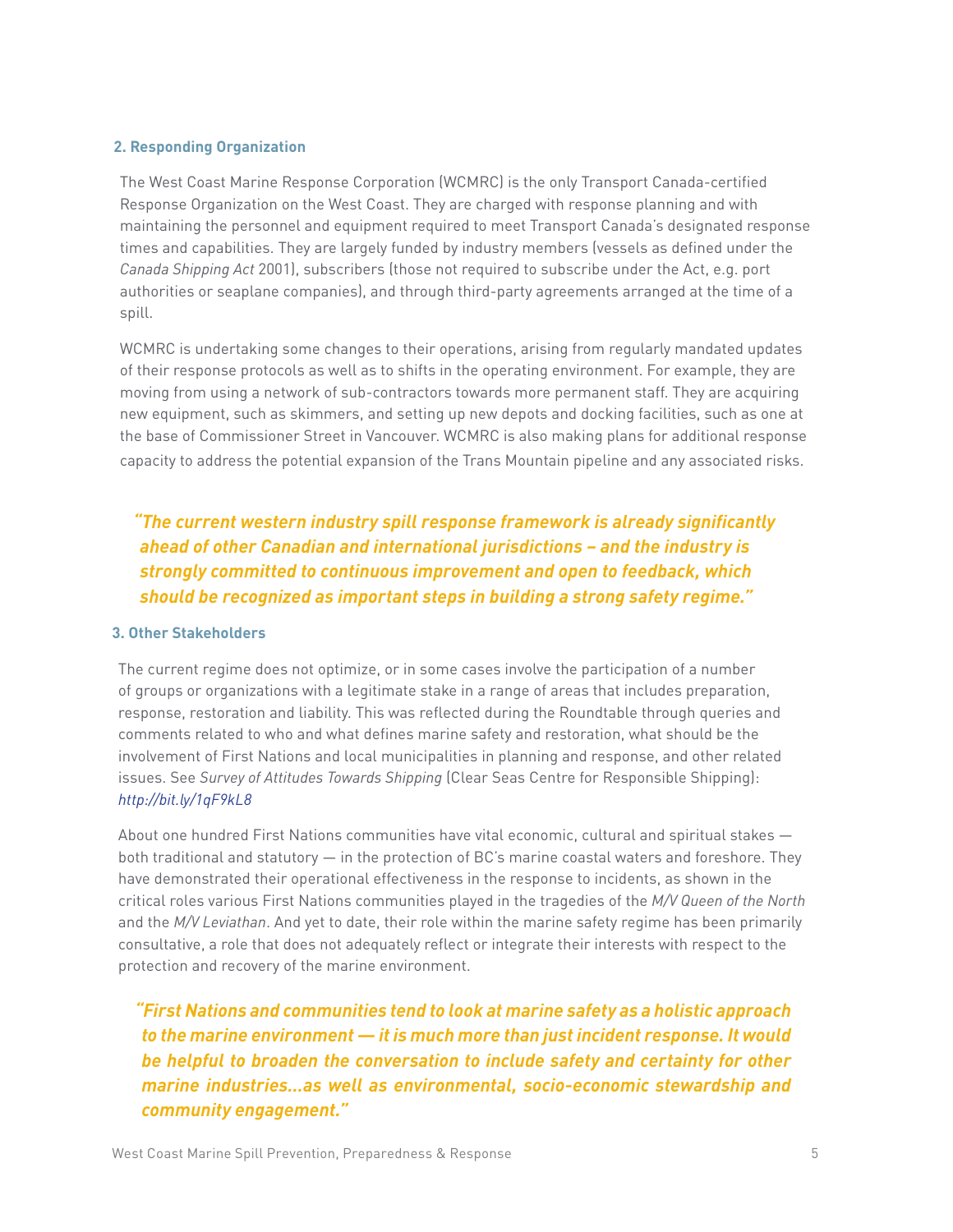### 2. Responding Organization

The West Coast Marine Response Corporation (WCMRC) is the only Transport Canada-certified Response Organization on the West Coast. They are charged with response planning and with maintaining the personnel and equipment required to meet Transport Canada's designated response times and capabilities. They are largely funded by industry members (vessels as defined under the *Canada Shipping Act* 2001), subscribers (those not required to subscribe under the Act, e.g. port authorities or seaplane companies), and through third-party agreements arranged at the time of a spill.

WCMRC is undertaking some changes to their operations, arising from regularly mandated updates of their response protocols as well as to shifts in the operating environment. For example, they are moving from using a network of sub-contractors towards more permanent staff. They are acquiring new equipment, such as skimmers, and setting up new depots and docking facilities, such as one at the base of Commissioner Street in Vancouver. WCMRC is also making plans for additional response capacity to address the potential expansion of the Trans Mountain pipeline and any associated risks.

> ***"The current western industry spill response framework is already significantly ahead of other Canadian and international jurisdictions – and the industry is strongly committed to continuous improvement and open to feedback, which should be recognized as important steps in building a strong safety regime."***

### 3. Other Stakeholders

The current regime does not optimize, or in some cases involve the participation of a number of groups or organizations with a legitimate stake in a range of areas that includes preparation, response, restoration and liability. This was reflected during the Roundtable through queries and comments related to who and what defines marine safety and restoration, what should be the involvement of First Nations and local municipalities in planning and response, and other related issues. See *Survey of Attitudes Towards Shipping* (Clear Seas Centre for Responsible Shipping): *http://bit.ly/1qF9kL8*

About one hundred First Nations communities have vital economic, cultural and spiritual stakes — both traditional and statutory — in the protection of BC's marine coastal waters and foreshore. They have demonstrated their operational effectiveness in the response to incidents, as shown in the critical roles various First Nations communities played in the tragedies of the *M/V Queen of the North* and the *M/V Leviathan*. And yet to date, their role within the marine safety regime has been primarily consultative, a role that does not adequately reflect or integrate their interests with respect to the protection and recovery of the marine environment.

> ***"First Nations and communities tend to look at marine safety as a holistic approach to the marine environment — it is much more than just incident response. It would be helpful to broaden the conversation to include safety and certainty for other marine industries...as well as environmental, socio-economic stewardship and community engagement."***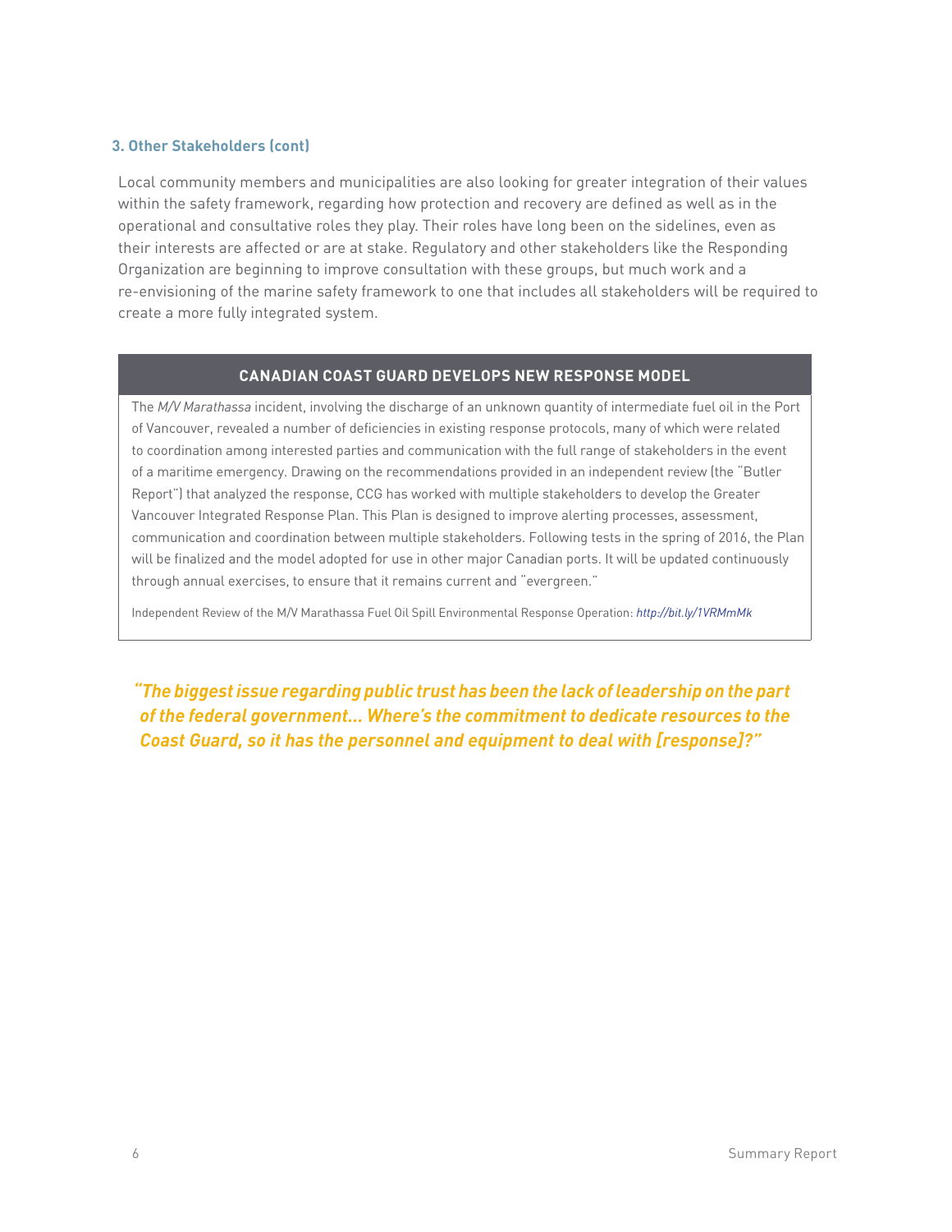### 3. Other Stakeholders (cont)

Local community members and municipalities are also looking for greater integration of their values within the safety framework, regarding how protection and recovery are defined as well as in the operational and consultative roles they play. Their roles have long been on the sidelines, even as their interests are affected or are at stake. Regulatory and other stakeholders like the Responding Organization are beginning to improve consultation with these groups, but much work and a re-envisioning of the marine safety framework to one that includes all stakeholders will be required to create a more fully integrated system.

#### CANADIAN COAST GUARD DEVELOPS NEW RESPONSE MODEL

The *M/V Marathassa* incident, involving the discharge of an unknown quantity of intermediate fuel oil in the Port of Vancouver, revealed a number of deficiencies in existing response protocols, many of which were related to coordination among interested parties and communication with the full range of stakeholders in the event of a maritime emergency. Drawing on the recommendations provided in an independent review (the "Butler Report") that analyzed the response, CCG has worked with multiple stakeholders to develop the Greater Vancouver Integrated Response Plan. This Plan is designed to improve alerting processes, assessment, communication and coordination between multiple stakeholders. Following tests in the spring of 2016, the Plan will be finalized and the model adopted for use in other major Canadian ports. It will be updated continuously through annual exercises, to ensure that it remains current and "evergreen."

Independent Review of the M/V Marathassa Fuel Oil Spill Environmental Response Operation: *http://bit.ly/1VRMmMk*

***"The biggest issue regarding public trust has been the lack of leadership on the part of the federal government... Where's the commitment to dedicate resources to the Coast Guard, so it has the personnel and equipment to deal with [response]?"***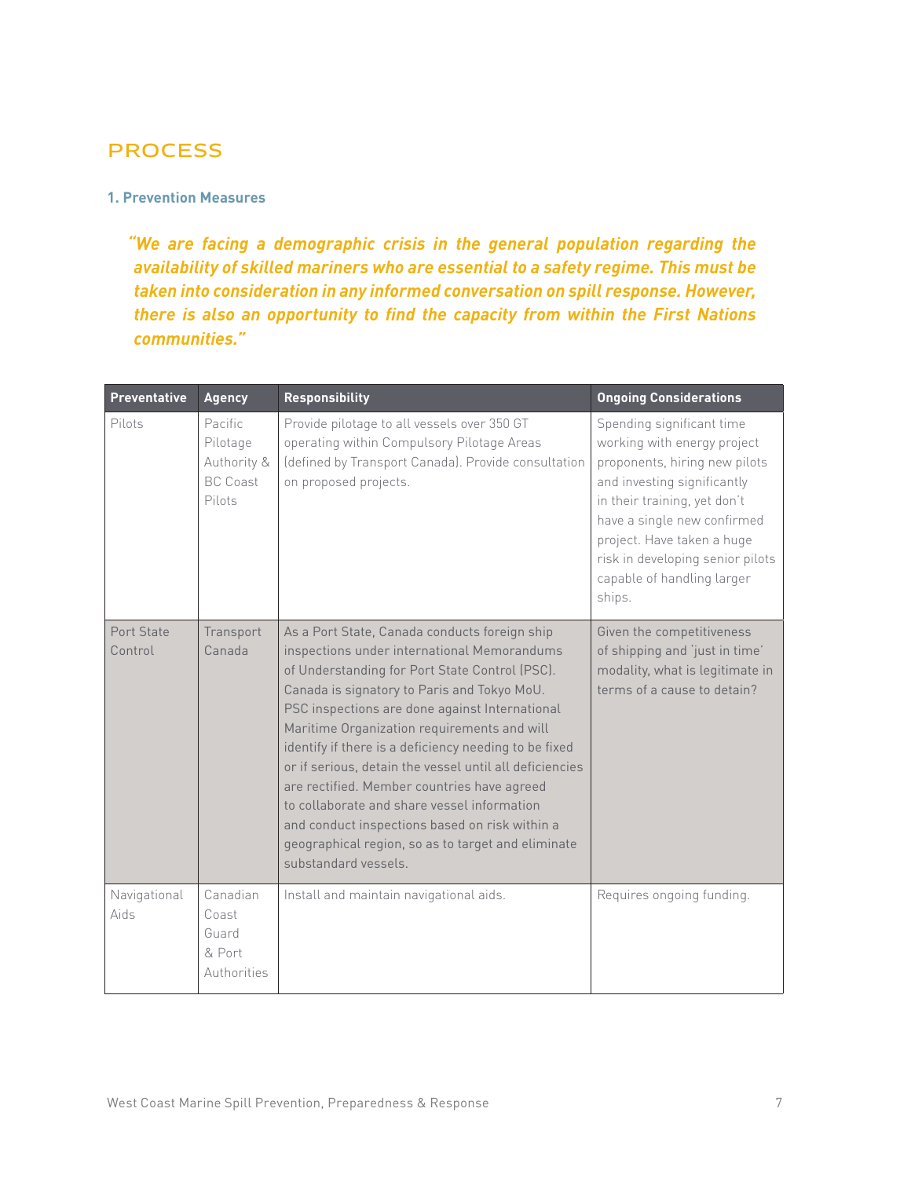## PROCESS

### 1. Prevention Measures

> ***"We are facing a demographic crisis in the general population regarding the availability of skilled mariners who are essential to a safety regime. This must be taken into consideration in any informed conversation on spill response. However, there is also an opportunity to find the capacity from within the First Nations communities."***

| Preventative | Agency | Responsibility | Ongoing Considerations |
|---|---|---|---|
| Pilots | Pacific Pilotage Authority & BC Coast Pilots | Provide pilotage to all vessels over 350 GT operating within Compulsory Pilotage Areas (defined by Transport Canada). Provide consultation on proposed projects. | Spending significant time working with energy project proponents, hiring new pilots and investing significantly in their training, yet don't have a single new confirmed project. Have taken a huge risk in developing senior pilots capable of handling larger ships. |
| Port State Control | Transport Canada | As a Port State, Canada conducts foreign ship inspections under international Memorandums of Understanding for Port State Control (PSC). Canada is signatory to Paris and Tokyo MoU. PSC inspections are done against International Maritime Organization requirements and will identify if there is a deficiency needing to be fixed or if serious, detain the vessel until all deficiencies are rectified. Member countries have agreed to collaborate and share vessel information and conduct inspections based on risk within a geographical region, so as to target and eliminate substandard vessels. | Given the competitiveness of shipping and 'just in time' modality, what is legitimate in terms of a cause to detain? |
| Navigational Aids | Canadian Coast Guard & Port Authorities | Install and maintain navigational aids. | Requires ongoing funding. |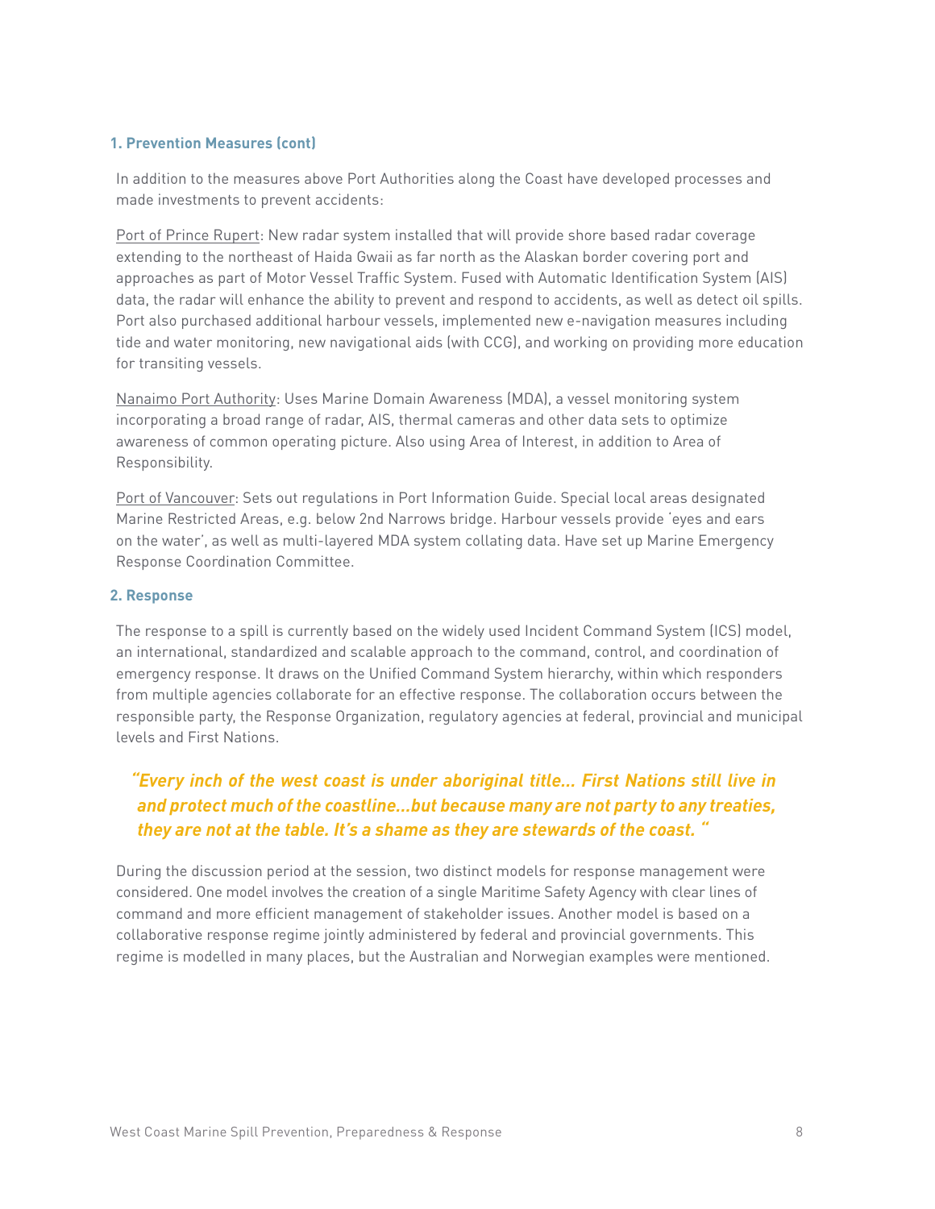### 1. Prevention Measures (cont)

In addition to the measures above Port Authorities along the Coast have developed processes and made investments to prevent accidents:

Port of Prince Rupert: New radar system installed that will provide shore based radar coverage extending to the northeast of Haida Gwaii as far north as the Alaskan border covering port and approaches as part of Motor Vessel Traffic System. Fused with Automatic Identification System (AIS) data, the radar will enhance the ability to prevent and respond to accidents, as well as detect oil spills. Port also purchased additional harbour vessels, implemented new e-navigation measures including tide and water monitoring, new navigational aids (with CCG), and working on providing more education for transiting vessels.

Nanaimo Port Authority: Uses Marine Domain Awareness (MDA), a vessel monitoring system incorporating a broad range of radar, AIS, thermal cameras and other data sets to optimize awareness of common operating picture. Also using Area of Interest, in addition to Area of Responsibility.

Port of Vancouver: Sets out regulations in Port Information Guide. Special local areas designated Marine Restricted Areas, e.g. below 2nd Narrows bridge. Harbour vessels provide 'eyes and ears on the water', as well as multi-layered MDA system collating data. Have set up Marine Emergency Response Coordination Committee.

### 2. Response

The response to a spill is currently based on the widely used Incident Command System (ICS) model, an international, standardized and scalable approach to the command, control, and coordination of emergency response. It draws on the Unified Command System hierarchy, within which responders from multiple agencies collaborate for an effective response. The collaboration occurs between the responsible party, the Response Organization, regulatory agencies at federal, provincial and municipal levels and First Nations.

> ***"Every inch of the west coast is under aboriginal title... First Nations still live in and protect much of the coastline...but because many are not party to any treaties, they are not at the table. It's a shame as they are stewards of the coast. "***

During the discussion period at the session, two distinct models for response management were considered. One model involves the creation of a single Maritime Safety Agency with clear lines of command and more efficient management of stakeholder issues. Another model is based on a collaborative response regime jointly administered by federal and provincial governments. This regime is modelled in many places, but the Australian and Norwegian examples were mentioned.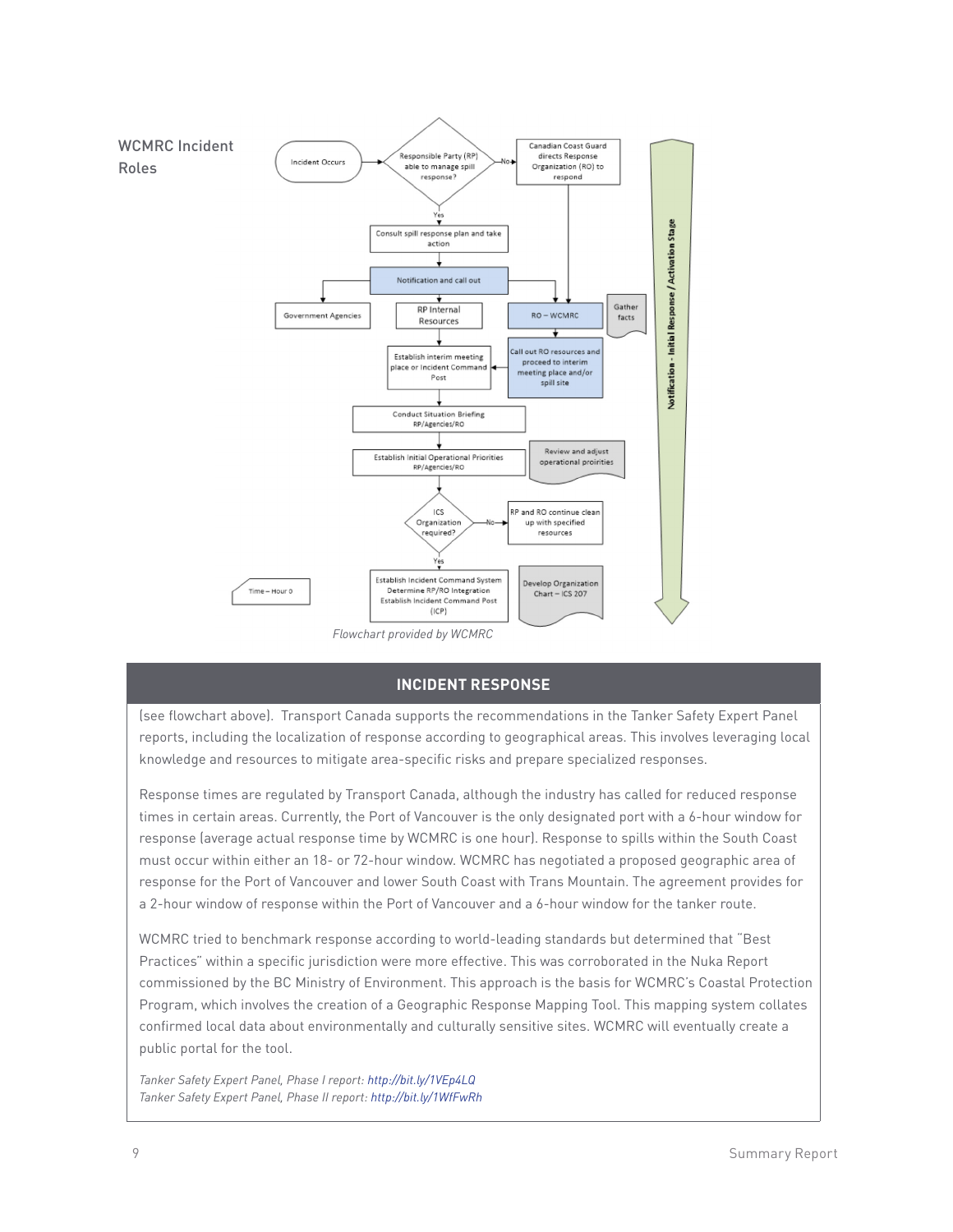WCMRC Incident Roles

Incident Occurs → Responsible Party (RP) able to manage spill response?

- No → Canadian Coast Guard directs Response Organization (RO) to respond → RO – WCMRC
- Yes → Consult spill response plan and take action → Notification and call out

Notification and call out → Government Agencies; RP Internal Resources; RO – WCMRC

RO – WCMRC (Gather facts) → Call out RO resources and proceed to interim meeting place and/or spill site → Establish interim meeting place or Incident Command Post

RP Internal Resources → Establish interim meeting place or Incident Command Post → Conduct Situation Briefing RP/Agencies/RO → Establish Initial Operational Priorities RP/Agencies/RO (Review and adjust operational proirities) → ICS Organization required?

- No → RP and RO continue clean up with specified resources
- Yes → Establish Incident Command System; Determine RP/RO Integration; Establish Incident Command Post (ICP) → Develop Organization Chart – ICS 207

Time – Hour 0

Notification - Initial Response / Activation Stage

*Flowchart provided by WCMRC*

## INCIDENT RESPONSE

(see flowchart above). Transport Canada supports the recommendations in the Tanker Safety Expert Panel reports, including the localization of response according to geographical areas. This involves leveraging local knowledge and resources to mitigate area-specific risks and prepare specialized responses.

Response times are regulated by Transport Canada, although the industry has called for reduced response times in certain areas. Currently, the Port of Vancouver is the only designated port with a 6-hour window for response (average actual response time by WCMRC is one hour). Response to spills within the South Coast must occur within either an 18- or 72-hour window. WCMRC has negotiated a proposed geographic area of response for the Port of Vancouver and lower South Coast with Trans Mountain. The agreement provides for a 2-hour window of response within the Port of Vancouver and a 6-hour window for the tanker route.

WCMRC tried to benchmark response according to world-leading standards but determined that "Best Practices" within a specific jurisdiction were more effective. This was corroborated in the Nuka Report commissioned by the BC Ministry of Environment. This approach is the basis for WCMRC's Coastal Protection Program, which involves the creation of a Geographic Response Mapping Tool. This mapping system collates confirmed local data about environmentally and culturally sensitive sites. WCMRC will eventually create a public portal for the tool.

*Tanker Safety Expert Panel, Phase I report: http://bit.ly/1VEp4LQ*
*Tanker Safety Expert Panel, Phase II report: http://bit.ly/1WfFwRh*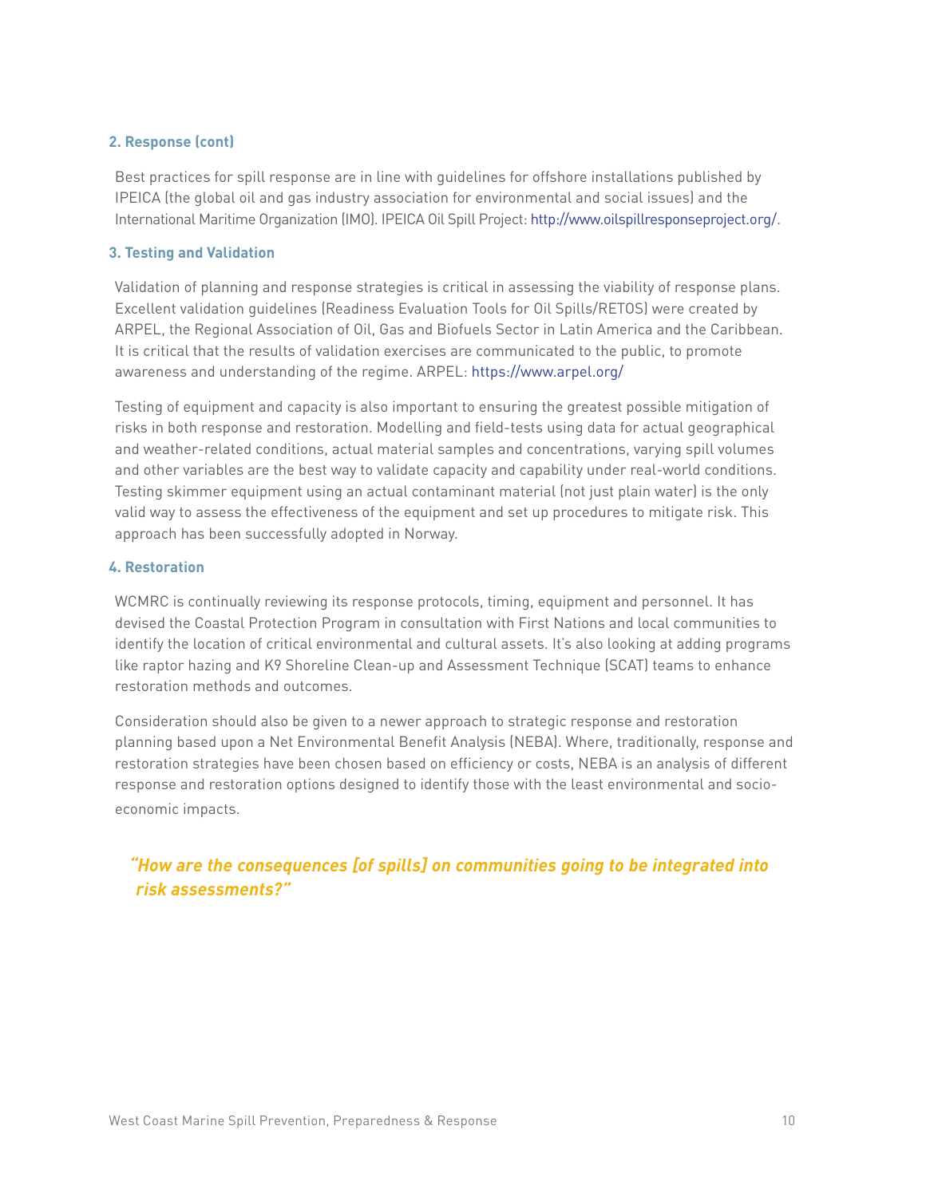### 2. Response (cont)

Best practices for spill response are in line with guidelines for offshore installations published by IPEICA (the global oil and gas industry association for environmental and social issues) and the International Maritime Organization (IMO). IPEICA Oil Spill Project: http://www.oilspillresponseproject.org/.

### 3. Testing and Validation

Validation of planning and response strategies is critical in assessing the viability of response plans. Excellent validation guidelines (Readiness Evaluation Tools for Oil Spills/RETOS) were created by ARPEL, the Regional Association of Oil, Gas and Biofuels Sector in Latin America and the Caribbean. It is critical that the results of validation exercises are communicated to the public, to promote awareness and understanding of the regime. ARPEL: https://www.arpel.org/

Testing of equipment and capacity is also important to ensuring the greatest possible mitigation of risks in both response and restoration. Modelling and field-tests using data for actual geographical and weather-related conditions, actual material samples and concentrations, varying spill volumes and other variables are the best way to validate capacity and capability under real-world conditions. Testing skimmer equipment using an actual contaminant material (not just plain water) is the only valid way to assess the effectiveness of the equipment and set up procedures to mitigate risk. This approach has been successfully adopted in Norway.

### 4. Restoration

WCMRC is continually reviewing its response protocols, timing, equipment and personnel. It has devised the Coastal Protection Program in consultation with First Nations and local communities to identify the location of critical environmental and cultural assets. It's also looking at adding programs like raptor hazing and K9 Shoreline Clean-up and Assessment Technique (SCAT) teams to enhance restoration methods and outcomes.

Consideration should also be given to a newer approach to strategic response and restoration planning based upon a Net Environmental Benefit Analysis (NEBA). Where, traditionally, response and restoration strategies have been chosen based on efficiency or costs, NEBA is an analysis of different response and restoration options designed to identify those with the least environmental and socio-economic impacts.

> ***"How are the consequences [of spills] on communities going to be integrated into risk assessments?"***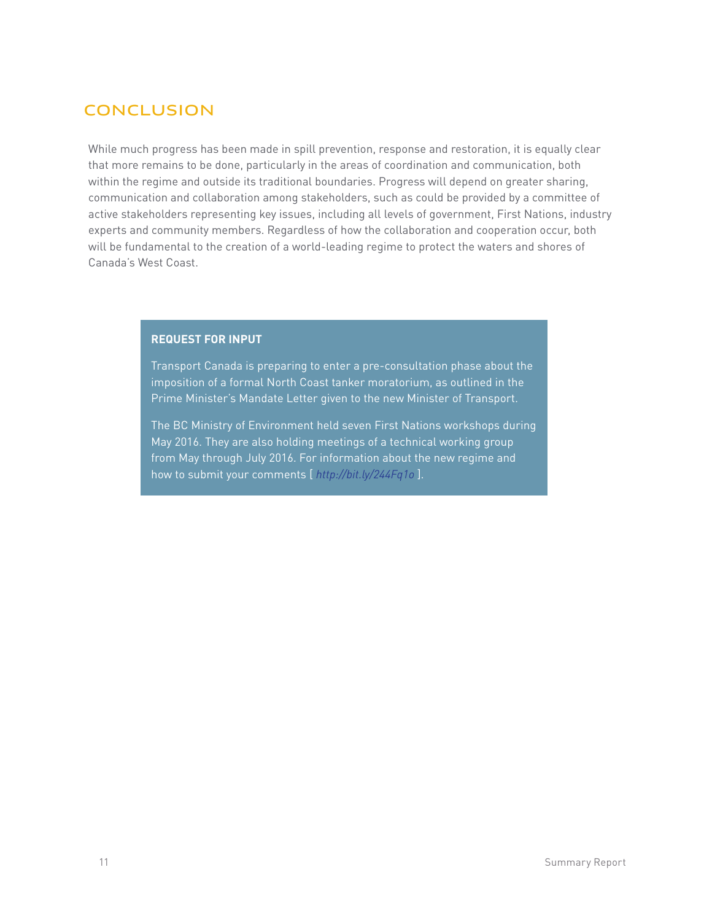## CONCLUSION

While much progress has been made in spill prevention, response and restoration, it is equally clear that more remains to be done, particularly in the areas of coordination and communication, both within the regime and outside its traditional boundaries. Progress will depend on greater sharing, communication and collaboration among stakeholders, such as could be provided by a committee of active stakeholders representing key issues, including all levels of government, First Nations, industry experts and community members. Regardless of how the collaboration and cooperation occur, both will be fundamental to the creation of a world-leading regime to protect the waters and shores of Canada's West Coast.

**REQUEST FOR INPUT**

Transport Canada is preparing to enter a pre-consultation phase about the imposition of a formal North Coast tanker moratorium, as outlined in the Prime Minister's Mandate Letter given to the new Minister of Transport.

The BC Ministry of Environment held seven First Nations workshops during May 2016. They are also holding meetings of a technical working group from May through July 2016. For information about the new regime and how to submit your comments [ *http://bit.ly/244Fq1o* ].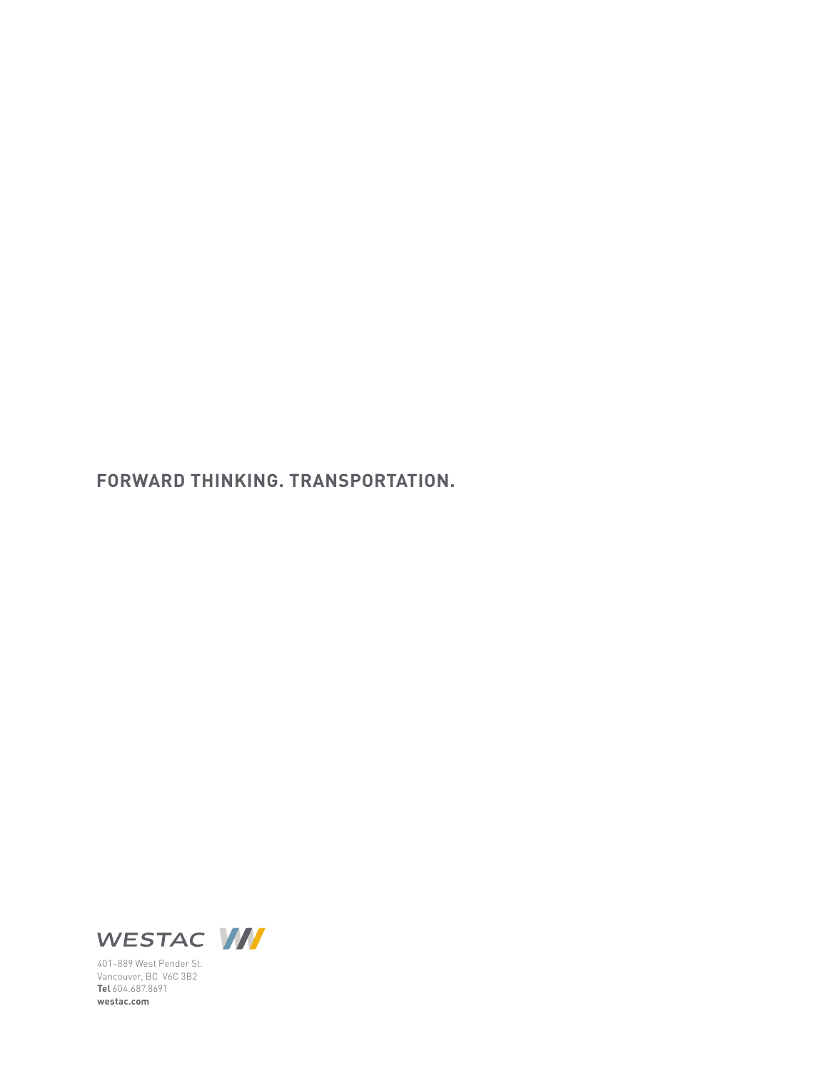**FORWARD THINKING. TRANSPORTATION.**

WESTAC

401-889 West Pender St.
Vancouver, BC V6C 3B2
**Tel** 604.687.8691
**westac.com**